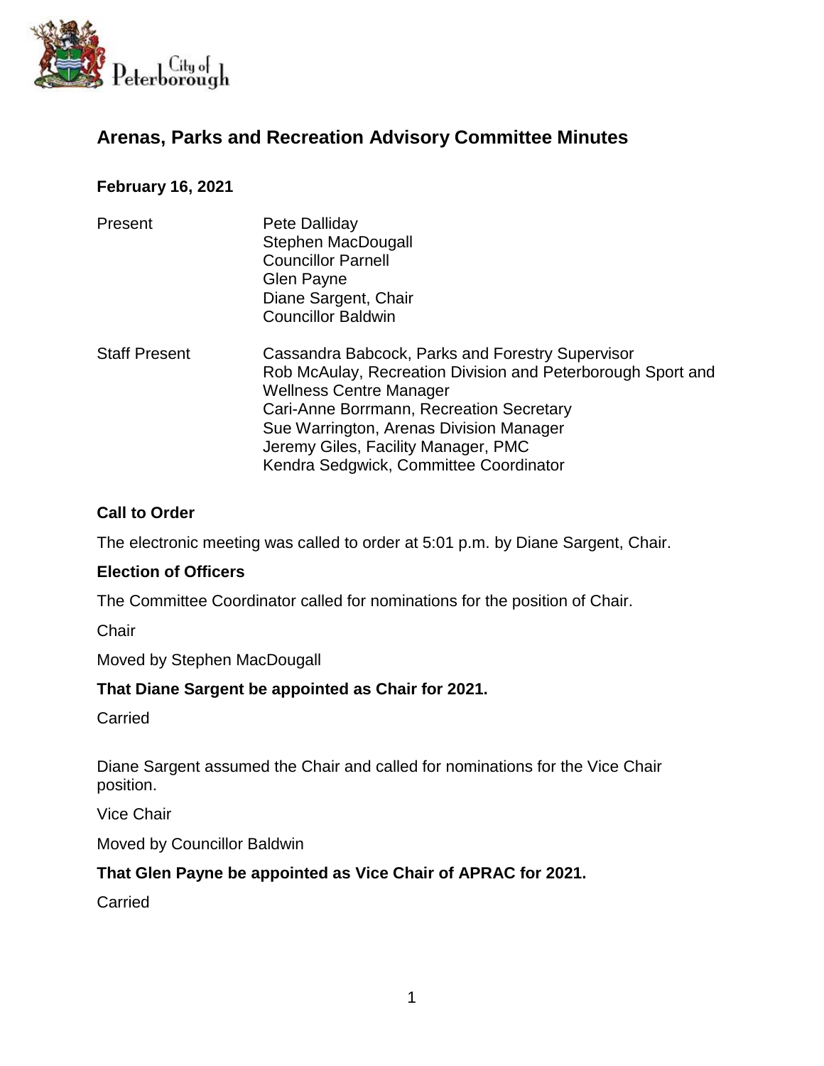# Arenas, Parks and Recreation Advisory Committee Minutes

**February 16, 2021**

Present

Pete Dalliday
Stephen MacDougall
Councillor Parnell
Glen Payne
Diane Sargent, Chair
Councillor Baldwin

Staff Present

Cassandra Babcock, Parks and Forestry Supervisor
Rob McAulay, Recreation Division and Peterborough Sport and Wellness Centre Manager
Cari-Anne Borrmann, Recreation Secretary
Sue Warrington, Arenas Division Manager
Jeremy Giles, Facility Manager, PMC
Kendra Sedgwick, Committee Coordinator

**Call to Order**

The electronic meeting was called to order at 5:01 p.m. by Diane Sargent, Chair.

**Election of Officers**

The Committee Coordinator called for nominations for the position of Chair.

Chair

Moved by Stephen MacDougall

**That Diane Sargent be appointed as Chair for 2021.**

Carried

Diane Sargent assumed the Chair and called for nominations for the Vice Chair position.

Vice Chair

Moved by Councillor Baldwin

**That Glen Payne be appointed as Vice Chair of APRAC for 2021.**

Carried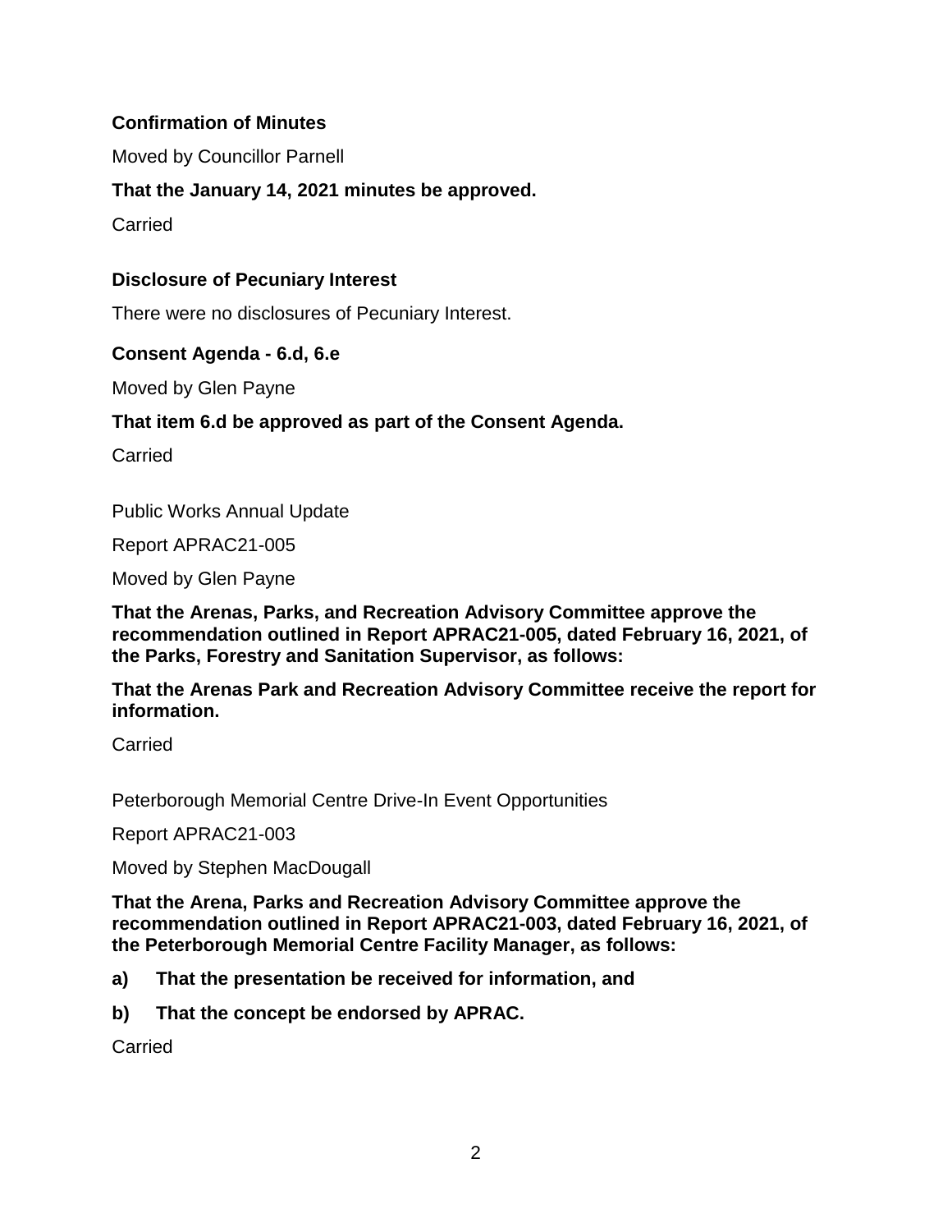**Confirmation of Minutes**

Moved by Councillor Parnell

**That the January 14, 2021 minutes be approved.**

Carried

**Disclosure of Pecuniary Interest**

There were no disclosures of Pecuniary Interest.

**Consent Agenda - 6.d, 6.e**

Moved by Glen Payne

**That item 6.d be approved as part of the Consent Agenda.**

Carried

Public Works Annual Update

Report APRAC21-005

Moved by Glen Payne

**That the Arenas, Parks, and Recreation Advisory Committee approve the recommendation outlined in Report APRAC21-005, dated February 16, 2021, of the Parks, Forestry and Sanitation Supervisor, as follows:**

**That the Arenas Park and Recreation Advisory Committee receive the report for information.**

Carried

Peterborough Memorial Centre Drive-In Event Opportunities

Report APRAC21-003

Moved by Stephen MacDougall

**That the Arena, Parks and Recreation Advisory Committee approve the recommendation outlined in Report APRAC21-003, dated February 16, 2021, of the Peterborough Memorial Centre Facility Manager, as follows:**

**a) That the presentation be received for information, and**

**b) That the concept be endorsed by APRAC.**

Carried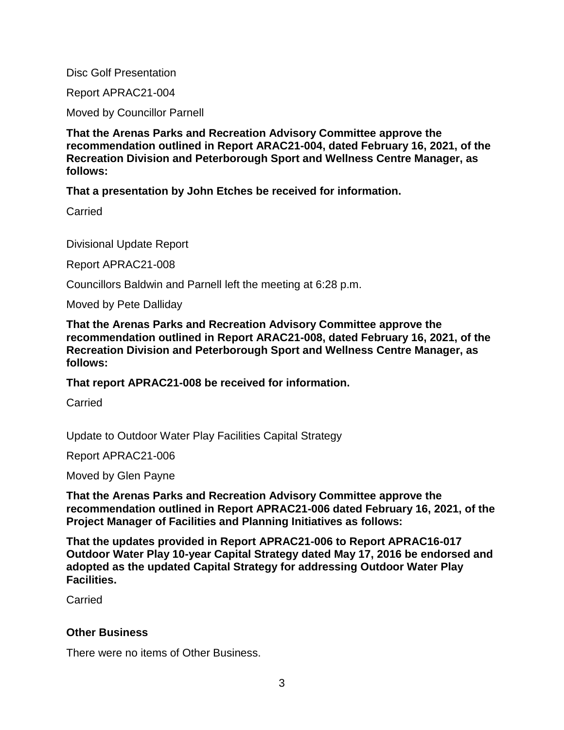Disc Golf Presentation

Report APRAC21-004

Moved by Councillor Parnell

**That the Arenas Parks and Recreation Advisory Committee approve the recommendation outlined in Report ARAC21-004, dated February 16, 2021, of the Recreation Division and Peterborough Sport and Wellness Centre Manager, as follows:**

**That a presentation by John Etches be received for information.**

Carried

Divisional Update Report

Report APRAC21-008

Councillors Baldwin and Parnell left the meeting at 6:28 p.m.

Moved by Pete Dalliday

**That the Arenas Parks and Recreation Advisory Committee approve the recommendation outlined in Report ARAC21-008, dated February 16, 2021, of the Recreation Division and Peterborough Sport and Wellness Centre Manager, as follows:**

**That report APRAC21-008 be received for information.**

Carried

Update to Outdoor Water Play Facilities Capital Strategy

Report APRAC21-006

Moved by Glen Payne

**That the Arenas Parks and Recreation Advisory Committee approve the recommendation outlined in Report APRAC21-006 dated February 16, 2021, of the Project Manager of Facilities and Planning Initiatives as follows:**

**That the updates provided in Report APRAC21-006 to Report APRAC16-017 Outdoor Water Play 10-year Capital Strategy dated May 17, 2016 be endorsed and adopted as the updated Capital Strategy for addressing Outdoor Water Play Facilities.**

Carried

## Other Business

There were no items of Other Business.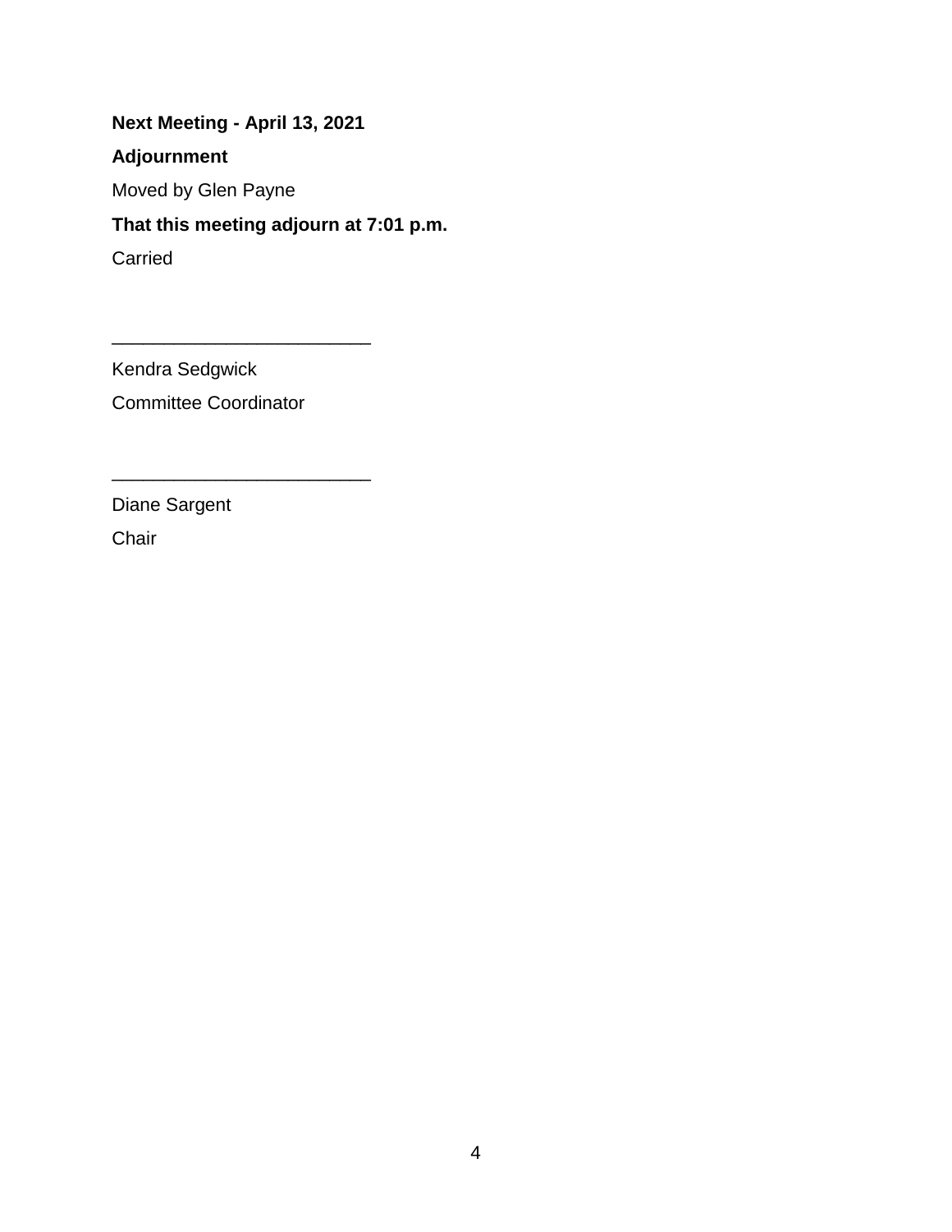**Next Meeting - April 13, 2021**

**Adjournment**

Moved by Glen Payne

**That this meeting adjourn at 7:01 p.m.**

Carried

_________________________

Kendra Sedgwick

Committee Coordinator

_________________________

Diane Sargent

Chair